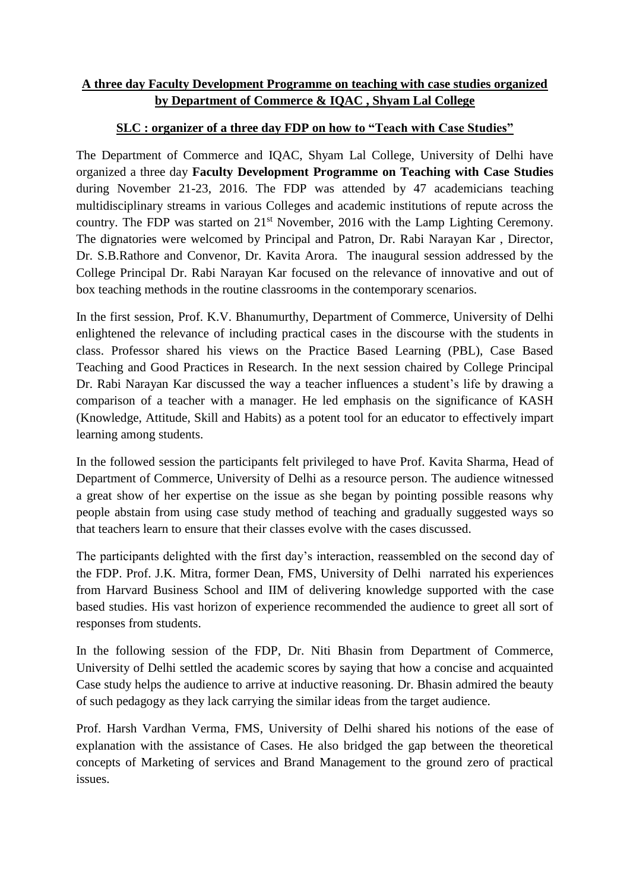**A three day Faculty Development Programme on teaching with case studies organized by Department of Commerce & IQAC , Shyam Lal College**

**SLC : organizer of a three day FDP on how to "Teach with Case Studies"**

The Department of Commerce and IQAC, Shyam Lal College, University of Delhi have organized a three day **Faculty Development Programme on Teaching with Case Studies** during November 21-23, 2016. The FDP was attended by 47 academicians teaching multidisciplinary streams in various Colleges and academic institutions of repute across the country. The FDP was started on 21st November, 2016 with the Lamp Lighting Ceremony. The dignatories were welcomed by Principal and Patron, Dr. Rabi Narayan Kar , Director, Dr. S.B.Rathore and Convenor, Dr. Kavita Arora. The inaugural session addressed by the College Principal Dr. Rabi Narayan Kar focused on the relevance of innovative and out of box teaching methods in the routine classrooms in the contemporary scenarios.

In the first session, Prof. K.V. Bhanumurthy, Department of Commerce, University of Delhi enlightened the relevance of including practical cases in the discourse with the students in class. Professor shared his views on the Practice Based Learning (PBL), Case Based Teaching and Good Practices in Research. In the next session chaired by College Principal Dr. Rabi Narayan Kar discussed the way a teacher influences a student's life by drawing a comparison of a teacher with a manager. He led emphasis on the significance of KASH (Knowledge, Attitude, Skill and Habits) as a potent tool for an educator to effectively impart learning among students.

In the followed session the participants felt privileged to have Prof. Kavita Sharma, Head of Department of Commerce, University of Delhi as a resource person. The audience witnessed a great show of her expertise on the issue as she began by pointing possible reasons why people abstain from using case study method of teaching and gradually suggested ways so that teachers learn to ensure that their classes evolve with the cases discussed.

The participants delighted with the first day's interaction, reassembled on the second day of the FDP. Prof. J.K. Mitra, former Dean, FMS, University of Delhi narrated his experiences from Harvard Business School and IIM of delivering knowledge supported with the case based studies. His vast horizon of experience recommended the audience to greet all sort of responses from students.

In the following session of the FDP, Dr. Niti Bhasin from Department of Commerce, University of Delhi settled the academic scores by saying that how a concise and acquainted Case study helps the audience to arrive at inductive reasoning. Dr. Bhasin admired the beauty of such pedagogy as they lack carrying the similar ideas from the target audience.

Prof. Harsh Vardhan Verma, FMS, University of Delhi shared his notions of the ease of explanation with the assistance of Cases. He also bridged the gap between the theoretical concepts of Marketing of services and Brand Management to the ground zero of practical issues.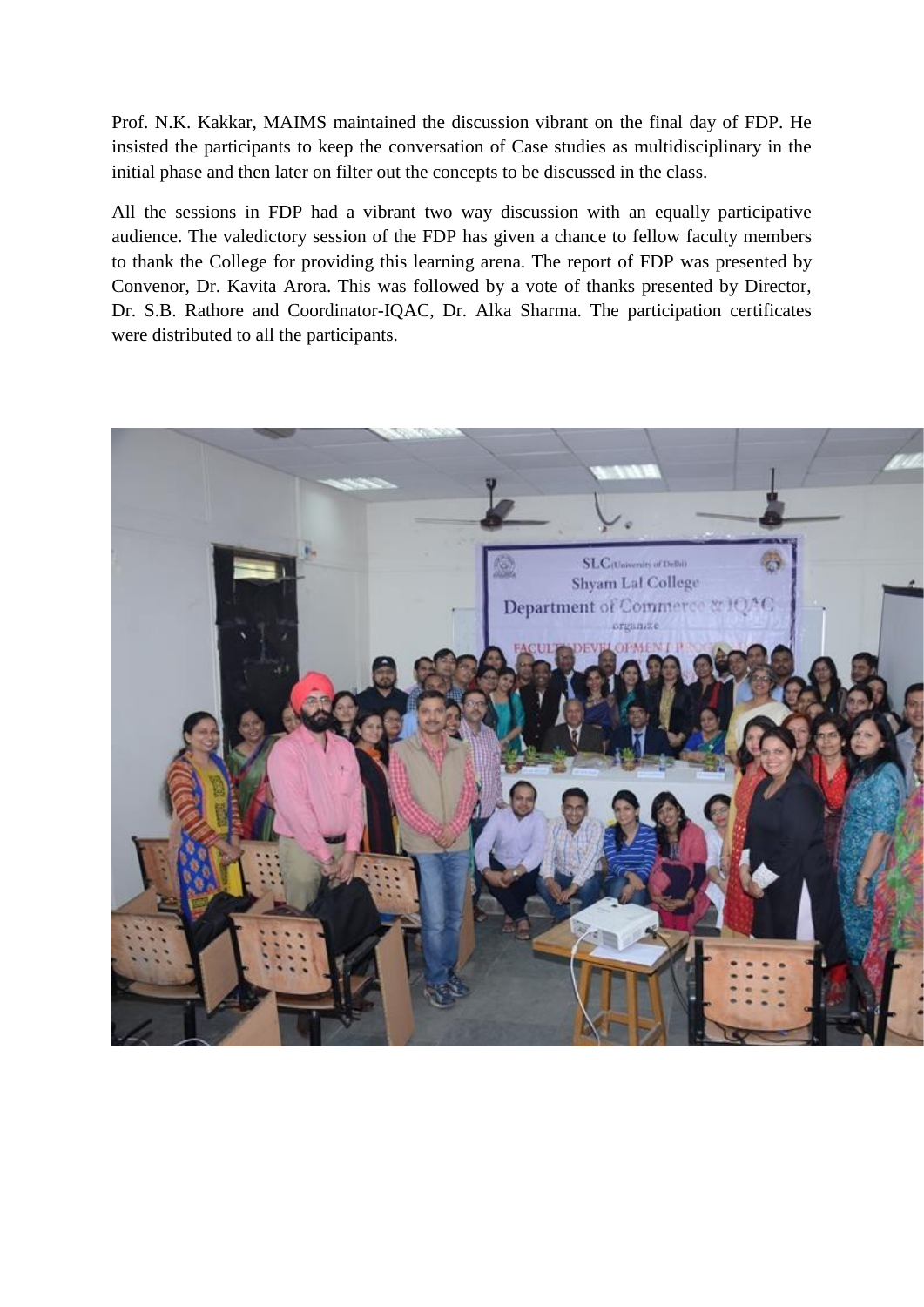Prof. N.K. Kakkar, MAIMS maintained the discussion vibrant on the final day of FDP. He insisted the participants to keep the conversation of Case studies as multidisciplinary in the initial phase and then later on filter out the concepts to be discussed in the class.

All the sessions in FDP had a vibrant two way discussion with an equally participative audience. The valedictory session of the FDP has given a chance to fellow faculty members to thank the College for providing this learning arena. The report of FDP was presented by Convenor, Dr. Kavita Arora. This was followed by a vote of thanks presented by Director, Dr. S.B. Rathore and Coordinator-IQAC, Dr. Alka Sharma. The participation certificates were distributed to all the participants.